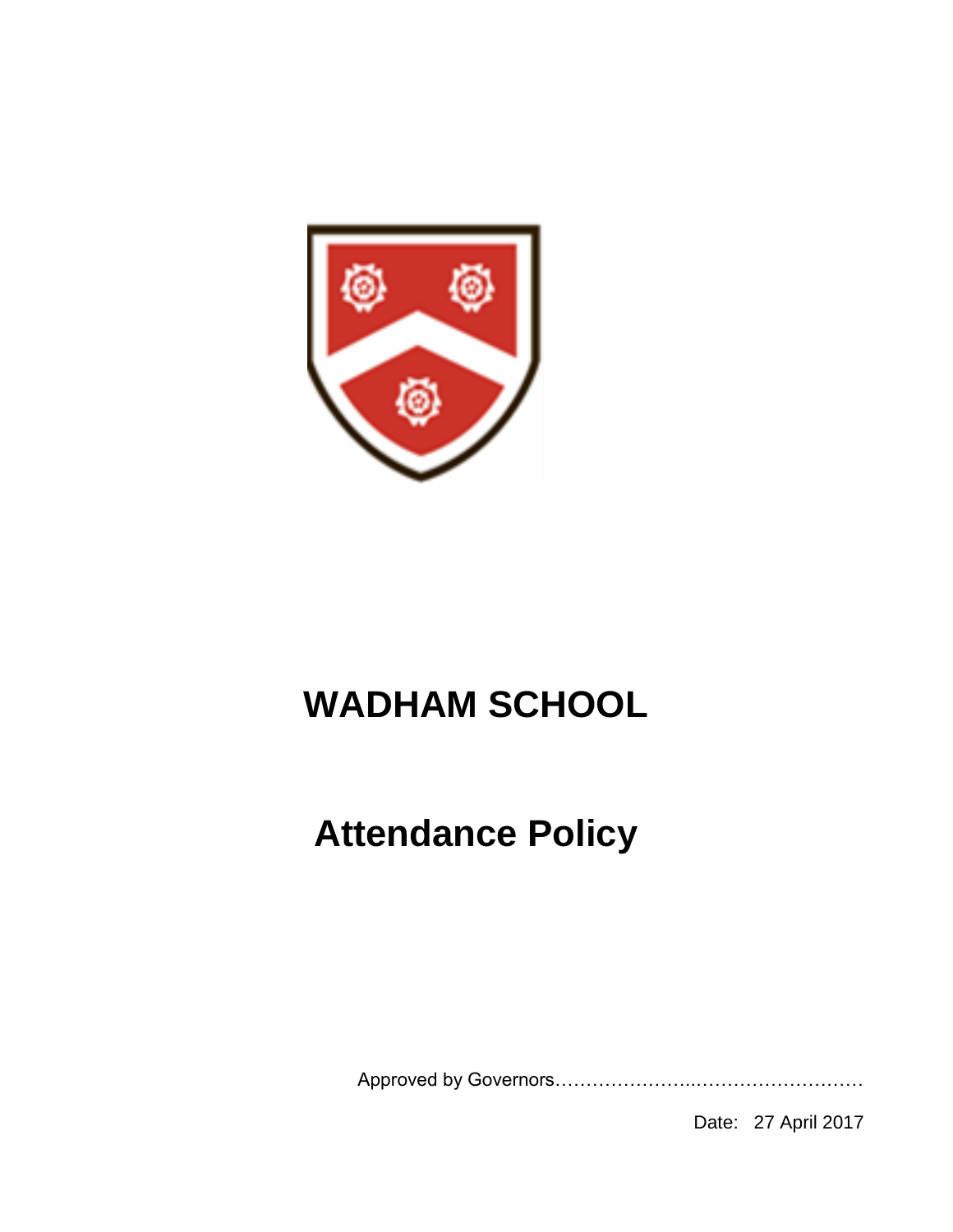# WADHAM SCHOOL

# Attendance Policy

Approved by Governors…………………..………………………

Date: 27 April 2017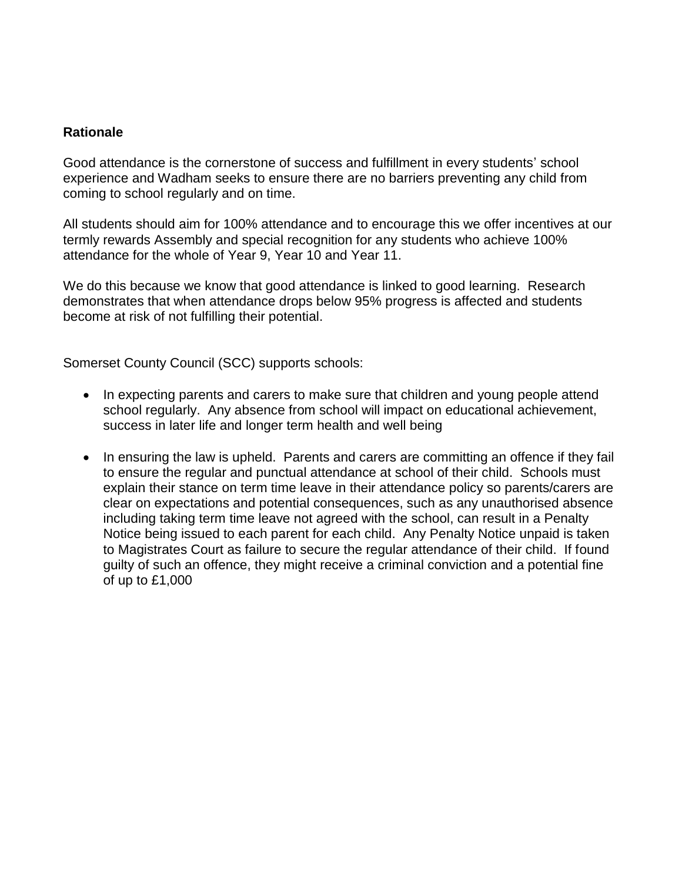**Rationale**

Good attendance is the cornerstone of success and fulfillment in every students' school experience and Wadham seeks to ensure there are no barriers preventing any child from coming to school regularly and on time.

All students should aim for 100% attendance and to encourage this we offer incentives at our termly rewards Assembly and special recognition for any students who achieve 100% attendance for the whole of Year 9, Year 10 and Year 11.

We do this because we know that good attendance is linked to good learning. Research demonstrates that when attendance drops below 95% progress is affected and students become at risk of not fulfilling their potential.

Somerset County Council (SCC) supports schools:

- In expecting parents and carers to make sure that children and young people attend school regularly. Any absence from school will impact on educational achievement, success in later life and longer term health and well being
- In ensuring the law is upheld. Parents and carers are committing an offence if they fail to ensure the regular and punctual attendance at school of their child. Schools must explain their stance on term time leave in their attendance policy so parents/carers are clear on expectations and potential consequences, such as any unauthorised absence including taking term time leave not agreed with the school, can result in a Penalty Notice being issued to each parent for each child. Any Penalty Notice unpaid is taken to Magistrates Court as failure to secure the regular attendance of their child. If found guilty of such an offence, they might receive a criminal conviction and a potential fine of up to £1,000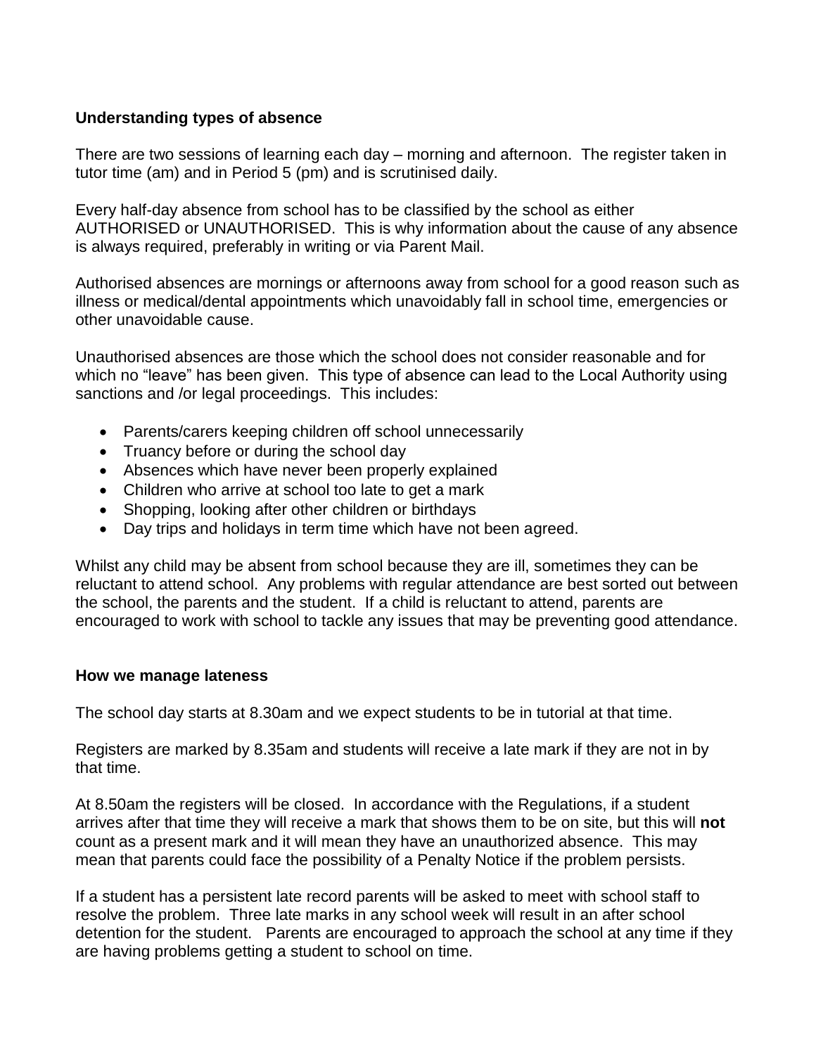## Understanding types of absence

There are two sessions of learning each day – morning and afternoon. The register taken in tutor time (am) and in Period 5 (pm) and is scrutinised daily.

Every half-day absence from school has to be classified by the school as either AUTHORISED or UNAUTHORISED. This is why information about the cause of any absence is always required, preferably in writing or via Parent Mail.

Authorised absences are mornings or afternoons away from school for a good reason such as illness or medical/dental appointments which unavoidably fall in school time, emergencies or other unavoidable cause.

Unauthorised absences are those which the school does not consider reasonable and for which no "leave" has been given. This type of absence can lead to the Local Authority using sanctions and /or legal proceedings. This includes:

- Parents/carers keeping children off school unnecessarily
- Truancy before or during the school day
- Absences which have never been properly explained
- Children who arrive at school too late to get a mark
- Shopping, looking after other children or birthdays
- Day trips and holidays in term time which have not been agreed.

Whilst any child may be absent from school because they are ill, sometimes they can be reluctant to attend school. Any problems with regular attendance are best sorted out between the school, the parents and the student. If a child is reluctant to attend, parents are encouraged to work with school to tackle any issues that may be preventing good attendance.

## How we manage lateness

The school day starts at 8.30am and we expect students to be in tutorial at that time.

Registers are marked by 8.35am and students will receive a late mark if they are not in by that time.

At 8.50am the registers will be closed. In accordance with the Regulations, if a student arrives after that time they will receive a mark that shows them to be on site, but this will **not** count as a present mark and it will mean they have an unauthorized absence. This may mean that parents could face the possibility of a Penalty Notice if the problem persists.

If a student has a persistent late record parents will be asked to meet with school staff to resolve the problem. Three late marks in any school week will result in an after school detention for the student. Parents are encouraged to approach the school at any time if they are having problems getting a student to school on time.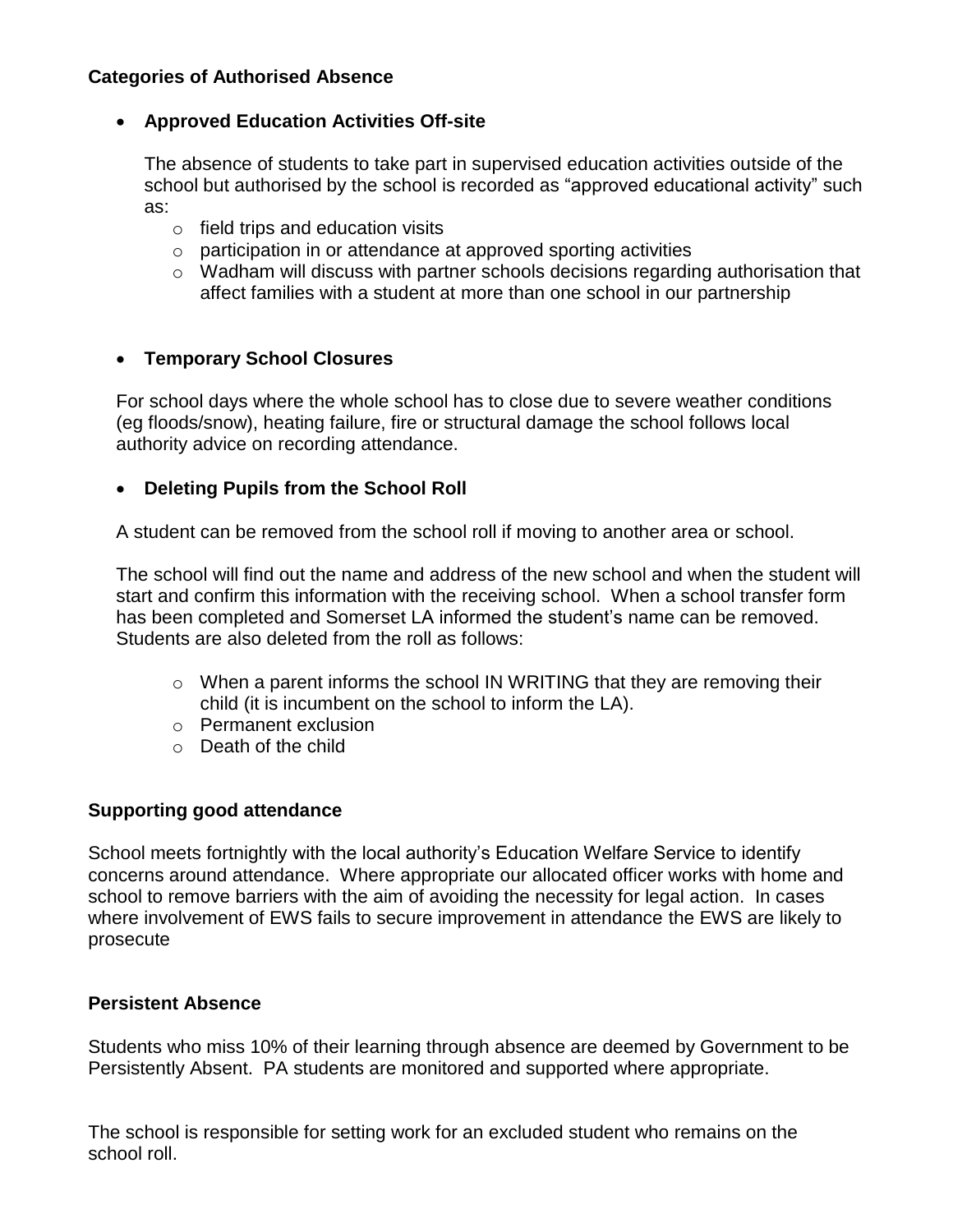**Categories of Authorised Absence**

- **Approved Education Activities Off-site**

  The absence of students to take part in supervised education activities outside of the school but authorised by the school is recorded as "approved educational activity" such as:

  - field trips and education visits
  - participation in or attendance at approved sporting activities
  - Wadham will discuss with partner schools decisions regarding authorisation that affect families with a student at more than one school in our partnership

- **Temporary School Closures**

For school days where the whole school has to close due to severe weather conditions (eg floods/snow), heating failure, fire or structural damage the school follows local authority advice on recording attendance.

- **Deleting Pupils from the School Roll**

A student can be removed from the school roll if moving to another area or school.

The school will find out the name and address of the new school and when the student will start and confirm this information with the receiving school. When a school transfer form has been completed and Somerset LA informed the student's name can be removed. Students are also deleted from the roll as follows:

  - When a parent informs the school IN WRITING that they are removing their child (it is incumbent on the school to inform the LA).
  - Permanent exclusion
  - Death of the child

**Supporting good attendance**

School meets fortnightly with the local authority's Education Welfare Service to identify concerns around attendance. Where appropriate our allocated officer works with home and school to remove barriers with the aim of avoiding the necessity for legal action. In cases where involvement of EWS fails to secure improvement in attendance the EWS are likely to prosecute

**Persistent Absence**

Students who miss 10% of their learning through absence are deemed by Government to be Persistently Absent. PA students are monitored and supported where appropriate.

The school is responsible for setting work for an excluded student who remains on the school roll.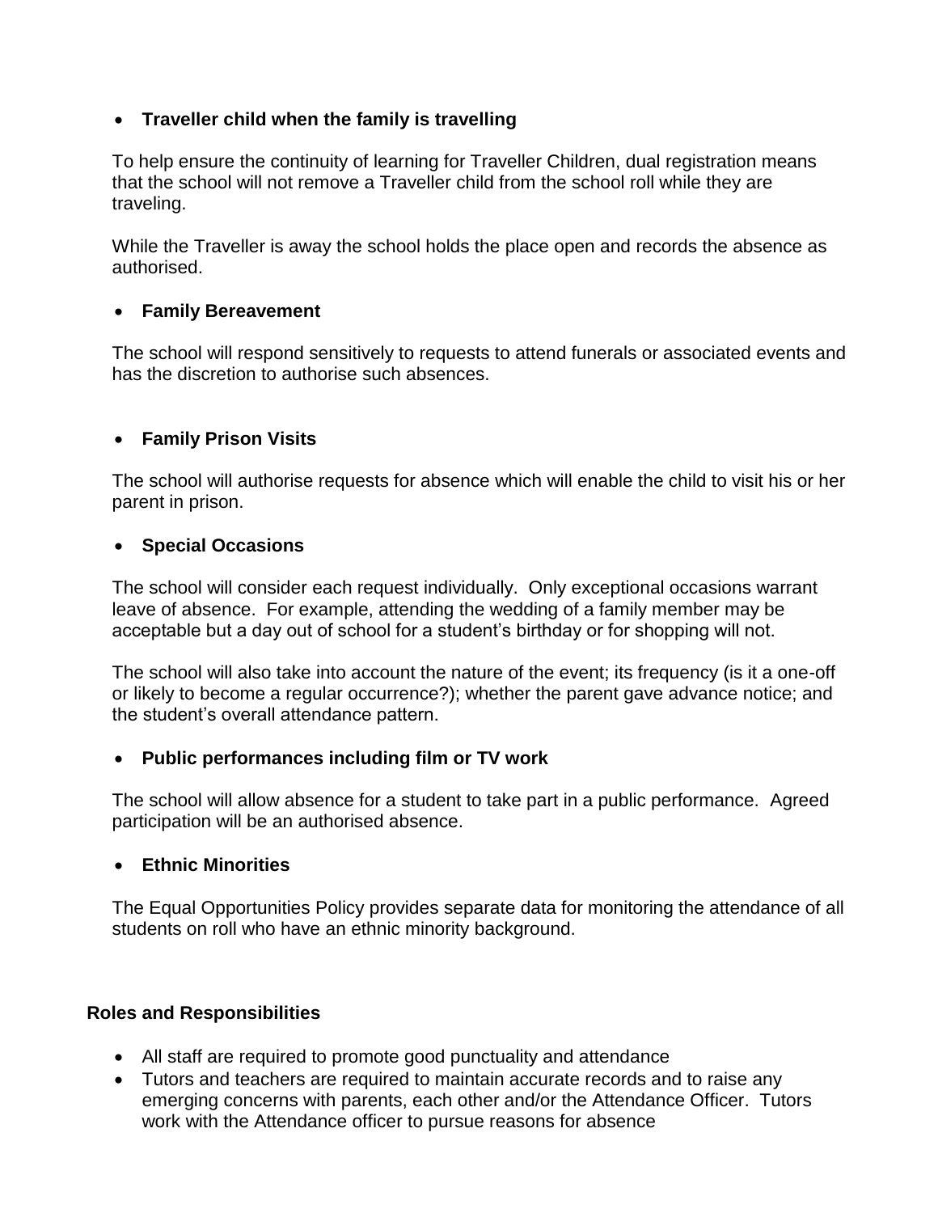- **Traveller child when the family is travelling**

  To help ensure the continuity of learning for Traveller Children, dual registration means that the school will not remove a Traveller child from the school roll while they are traveling.

  While the Traveller is away the school holds the place open and records the absence as authorised.

- **Family Bereavement**

  The school will respond sensitively to requests to attend funerals or associated events and has the discretion to authorise such absences.

- **Family Prison Visits**

  The school will authorise requests for absence which will enable the child to visit his or her parent in prison.

- **Special Occasions**

  The school will consider each request individually. Only exceptional occasions warrant leave of absence. For example, attending the wedding of a family member may be acceptable but a day out of school for a student's birthday or for shopping will not.

  The school will also take into account the nature of the event; its frequency (is it a one-off or likely to become a regular occurrence?); whether the parent gave advance notice; and the student's overall attendance pattern.

- **Public performances including film or TV work**

  The school will allow absence for a student to take part in a public performance. Agreed participation will be an authorised absence.

- **Ethnic Minorities**

  The Equal Opportunities Policy provides separate data for monitoring the attendance of all students on roll who have an ethnic minority background.

**Roles and Responsibilities**

- All staff are required to promote good punctuality and attendance
- Tutors and teachers are required to maintain accurate records and to raise any emerging concerns with parents, each other and/or the Attendance Officer. Tutors work with the Attendance officer to pursue reasons for absence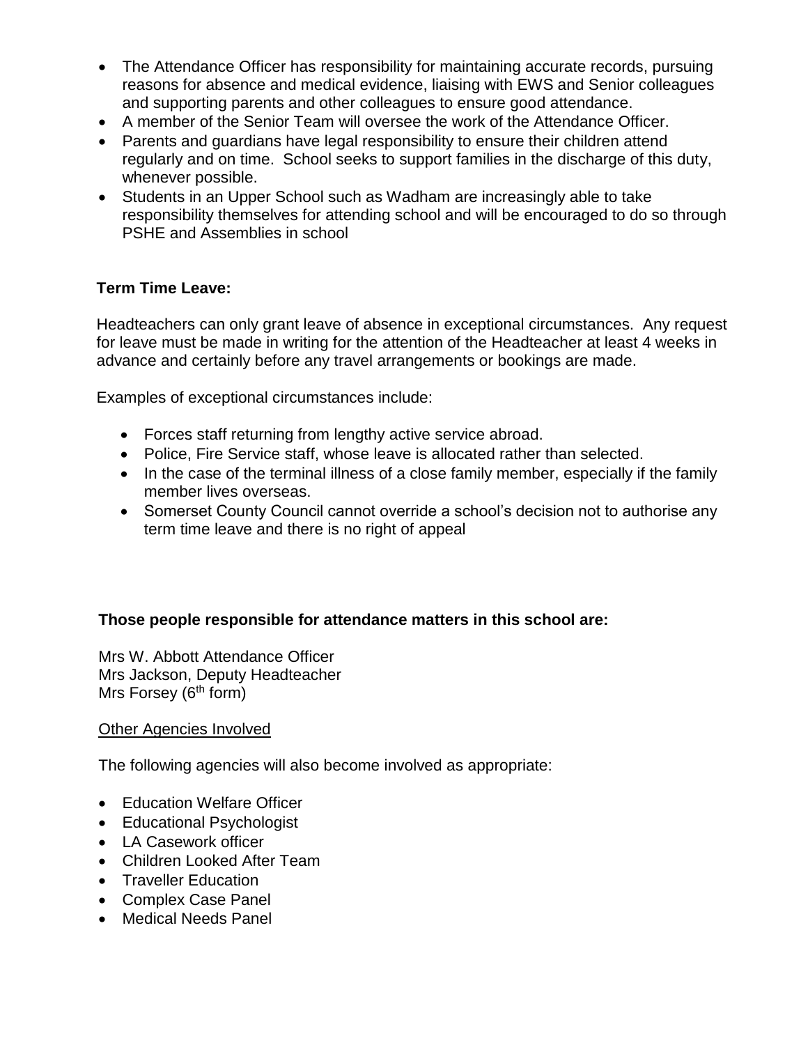- The Attendance Officer has responsibility for maintaining accurate records, pursuing reasons for absence and medical evidence, liaising with EWS and Senior colleagues and supporting parents and other colleagues to ensure good attendance.
- A member of the Senior Team will oversee the work of the Attendance Officer.
- Parents and guardians have legal responsibility to ensure their children attend regularly and on time. School seeks to support families in the discharge of this duty, whenever possible.
- Students in an Upper School such as Wadham are increasingly able to take responsibility themselves for attending school and will be encouraged to do so through PSHE and Assemblies in school

**Term Time Leave:**

Headteachers can only grant leave of absence in exceptional circumstances. Any request for leave must be made in writing for the attention of the Headteacher at least 4 weeks in advance and certainly before any travel arrangements or bookings are made.

Examples of exceptional circumstances include:

- Forces staff returning from lengthy active service abroad.
- Police, Fire Service staff, whose leave is allocated rather than selected.
- In the case of the terminal illness of a close family member, especially if the family member lives overseas.
- Somerset County Council cannot override a school's decision not to authorise any term time leave and there is no right of appeal

**Those people responsible for attendance matters in this school are:**

Mrs W. Abbott Attendance Officer
Mrs Jackson, Deputy Headteacher
Mrs Forsey (6th form)

Other Agencies Involved

The following agencies will also become involved as appropriate:

- Education Welfare Officer
- Educational Psychologist
- LA Casework officer
- Children Looked After Team
- Traveller Education
- Complex Case Panel
- Medical Needs Panel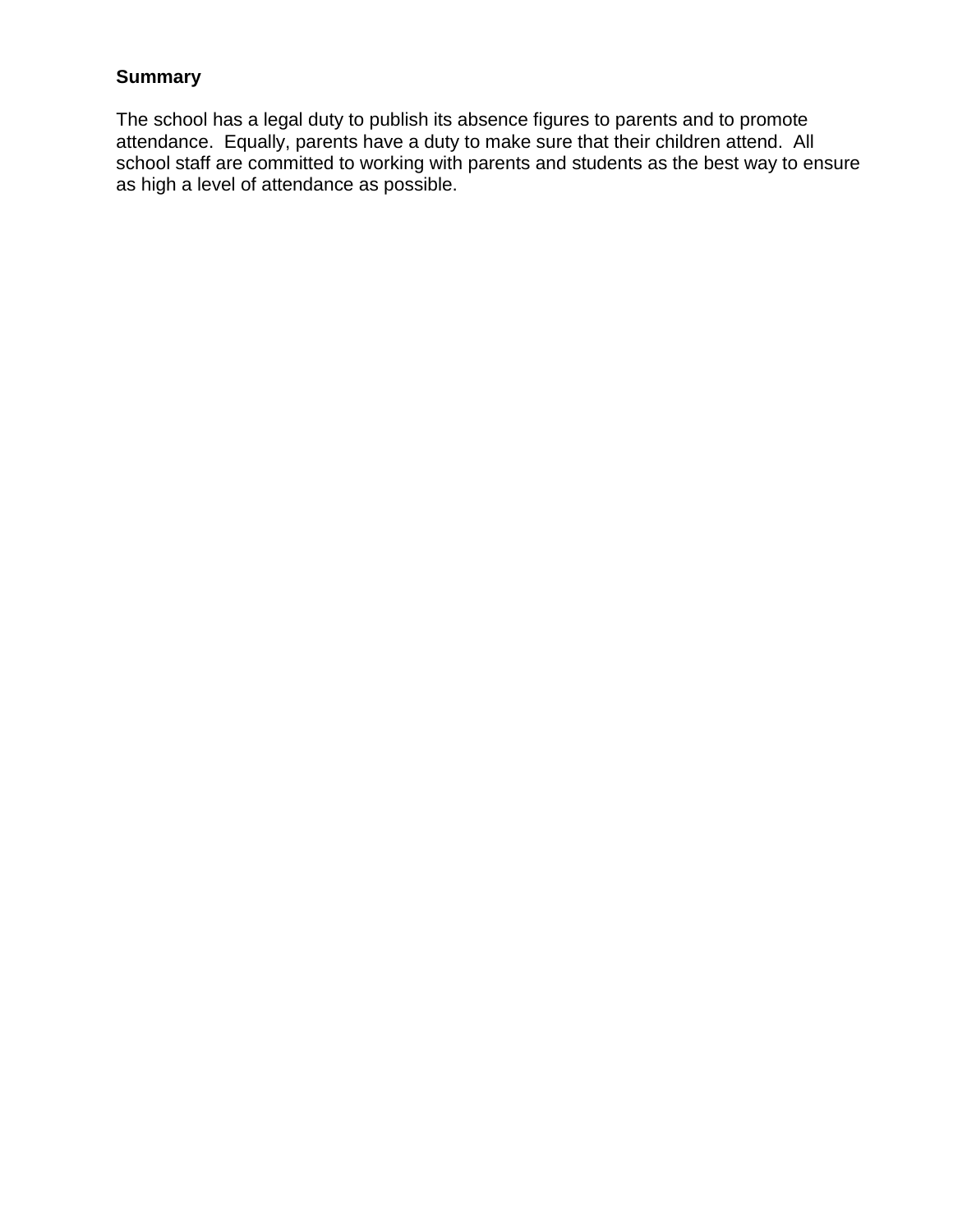**Summary**

The school has a legal duty to publish its absence figures to parents and to promote attendance. Equally, parents have a duty to make sure that their children attend. All school staff are committed to working with parents and students as the best way to ensure as high a level of attendance as possible.